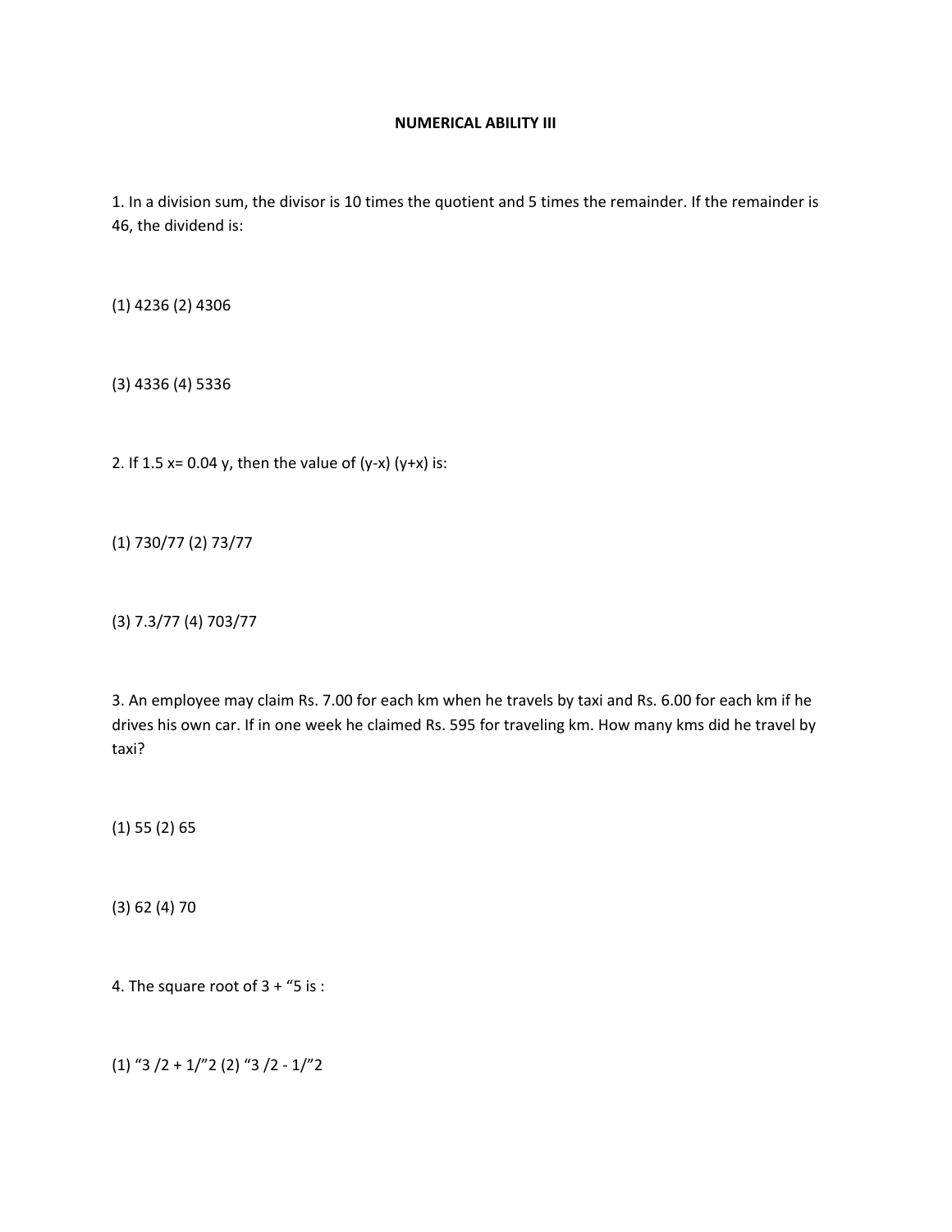**NUMERICAL ABILITY III**

1. In a division sum, the divisor is 10 times the quotient and 5 times the remainder. If the remainder is 46, the dividend is:

(1) 4236 (2) 4306

(3) 4336 (4) 5336

2. If 1.5 x= 0.04 y, then the value of (y-x) (y+x) is:

(1) 730/77 (2) 73/77

(3) 7.3/77 (4) 703/77

3. An employee may claim Rs. 7.00 for each km when he travels by taxi and Rs. 6.00 for each km if he drives his own car. If in one week he claimed Rs. 595 for traveling km. How many kms did he travel by taxi?

(1) 55 (2) 65

(3) 62 (4) 70

4. The square root of 3 + "5 is :

(1) "3 /2 + 1/"2 (2) "3 /2 - 1/"2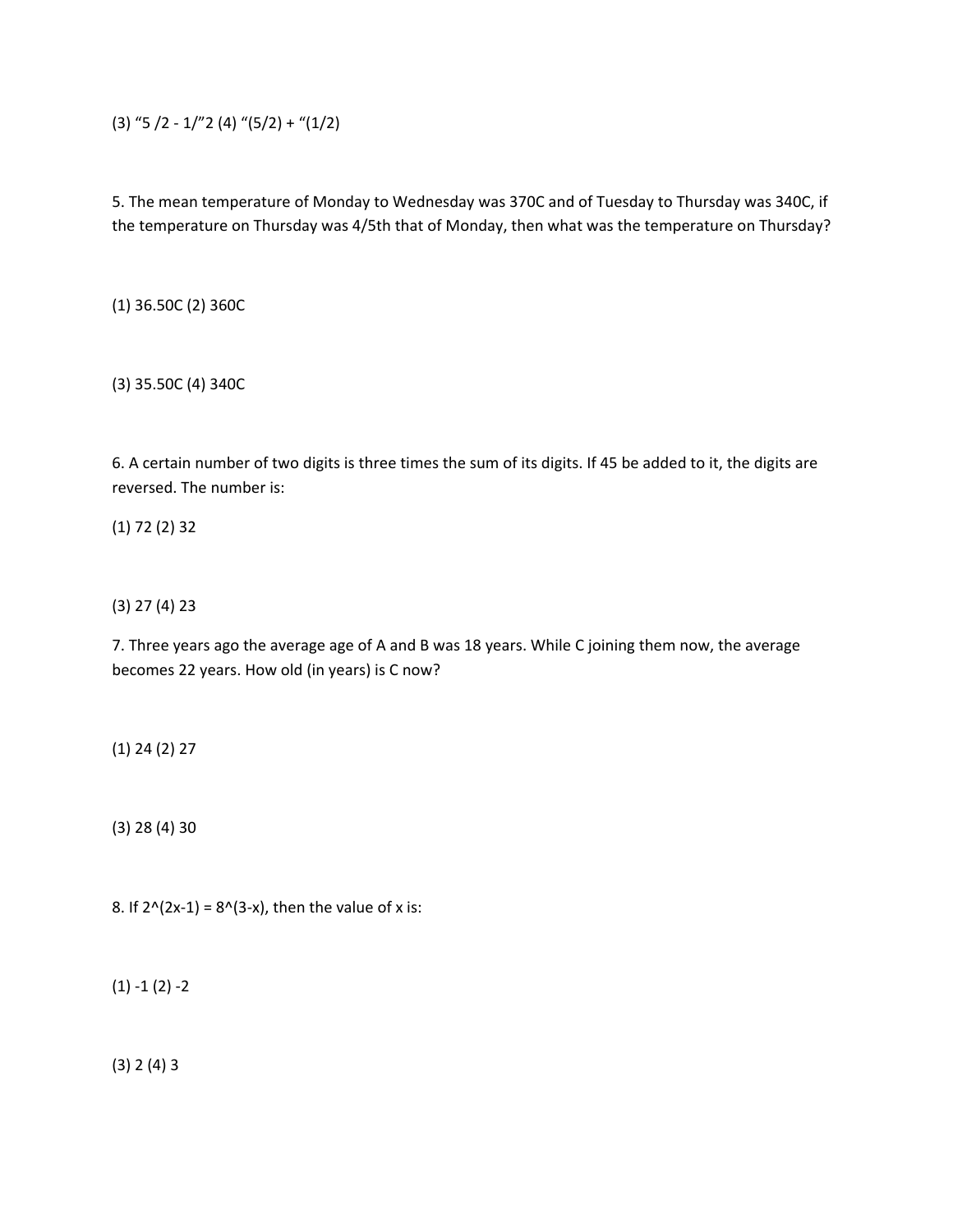(3) “5 /2 - 1/”2 (4) “(5/2) + “(1/2)

5. The mean temperature of Monday to Wednesday was 370C and of Tuesday to Thursday was 340C, if the temperature on Thursday was 4/5th that of Monday, then what was the temperature on Thursday?

(1) 36.50C (2) 360C

(3) 35.50C (4) 340C

6. A certain number of two digits is three times the sum of its digits. If 45 be added to it, the digits are reversed. The number is:

(1) 72 (2) 32

(3) 27 (4) 23

7. Three years ago the average age of A and B was 18 years. While C joining them now, the average becomes 22 years. How old (in years) is C now?

(1) 24 (2) 27

(3) 28 (4) 30

8. If $2^{(2x-1)} = 8^{(3-x)}$, then the value of x is:

(1) -1 (2) -2

(3) 2 (4) 3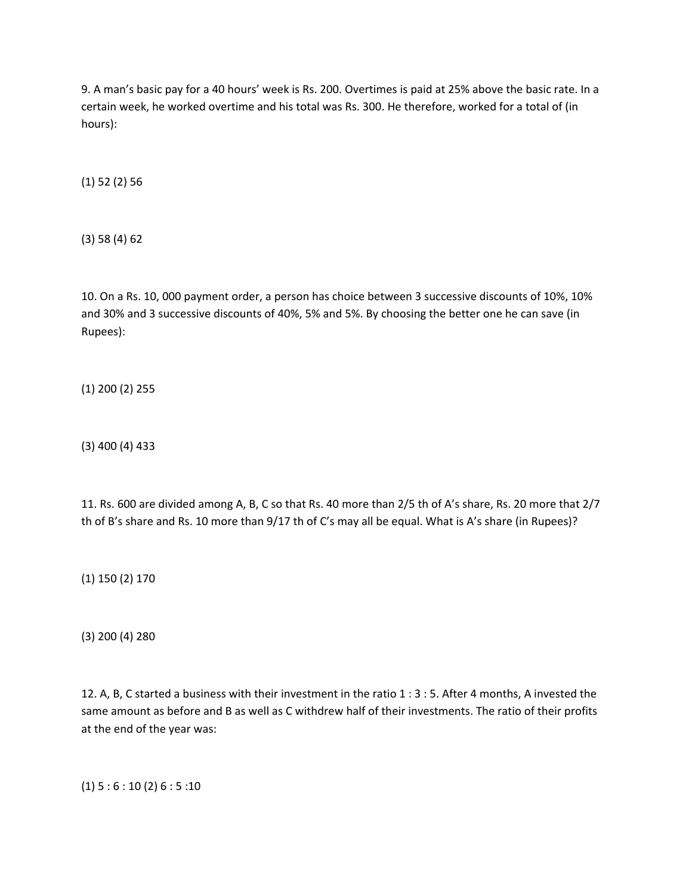9. A man's basic pay for a 40 hours' week is Rs. 200. Overtimes is paid at 25% above the basic rate. In a certain week, he worked overtime and his total was Rs. 300. He therefore, worked for a total of (in hours):

(1) 52 (2) 56

(3) 58 (4) 62

10. On a Rs. 10, 000 payment order, a person has choice between 3 successive discounts of 10%, 10% and 30% and 3 successive discounts of 40%, 5% and 5%. By choosing the better one he can save (in Rupees):

(1) 200 (2) 255

(3) 400 (4) 433

11. Rs. 600 are divided among A, B, C so that Rs. 40 more than 2/5 th of A's share, Rs. 20 more that 2/7 th of B's share and Rs. 10 more than 9/17 th of C's may all be equal. What is A's share (in Rupees)?

(1) 150 (2) 170

(3) 200 (4) 280

12. A, B, C started a business with their investment in the ratio 1 : 3 : 5. After 4 months, A invested the same amount as before and B as well as C withdrew half of their investments. The ratio of their profits at the end of the year was:

(1) 5 : 6 : 10 (2) 6 : 5 :10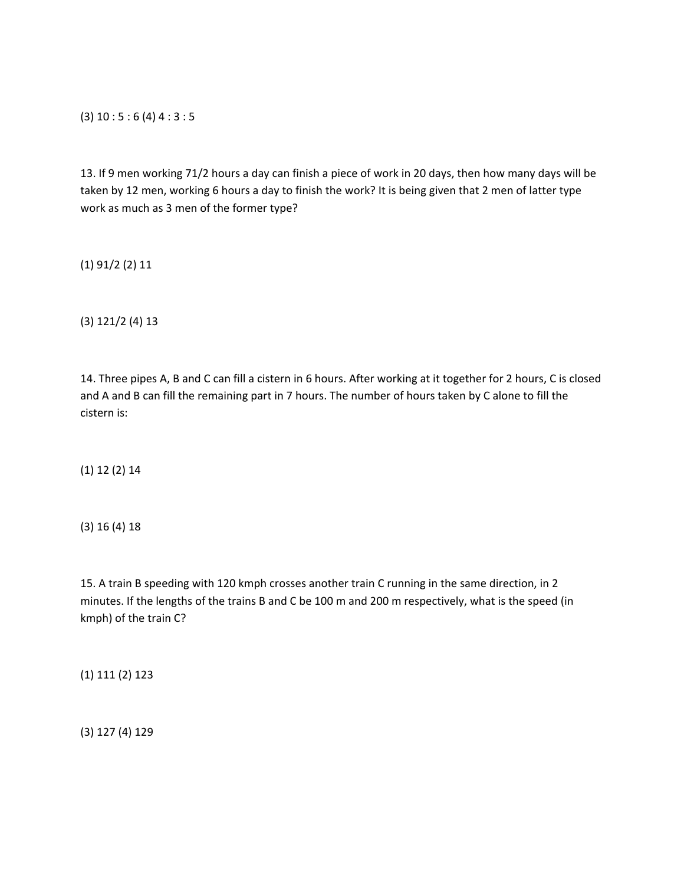(3) 10 : 5 : 6 (4) 4 : 3 : 5

13. If 9 men working 71/2 hours a day can finish a piece of work in 20 days, then how many days will be taken by 12 men, working 6 hours a day to finish the work? It is being given that 2 men of latter type work as much as 3 men of the former type?

(1) 91/2 (2) 11

(3) 121/2 (4) 13

14. Three pipes A, B and C can fill a cistern in 6 hours. After working at it together for 2 hours, C is closed and A and B can fill the remaining part in 7 hours. The number of hours taken by C alone to fill the cistern is:

(1) 12 (2) 14

(3) 16 (4) 18

15. A train B speeding with 120 kmph crosses another train C running in the same direction, in 2 minutes. If the lengths of the trains B and C be 100 m and 200 m respectively, what is the speed (in kmph) of the train C?

(1) 111 (2) 123

(3) 127 (4) 129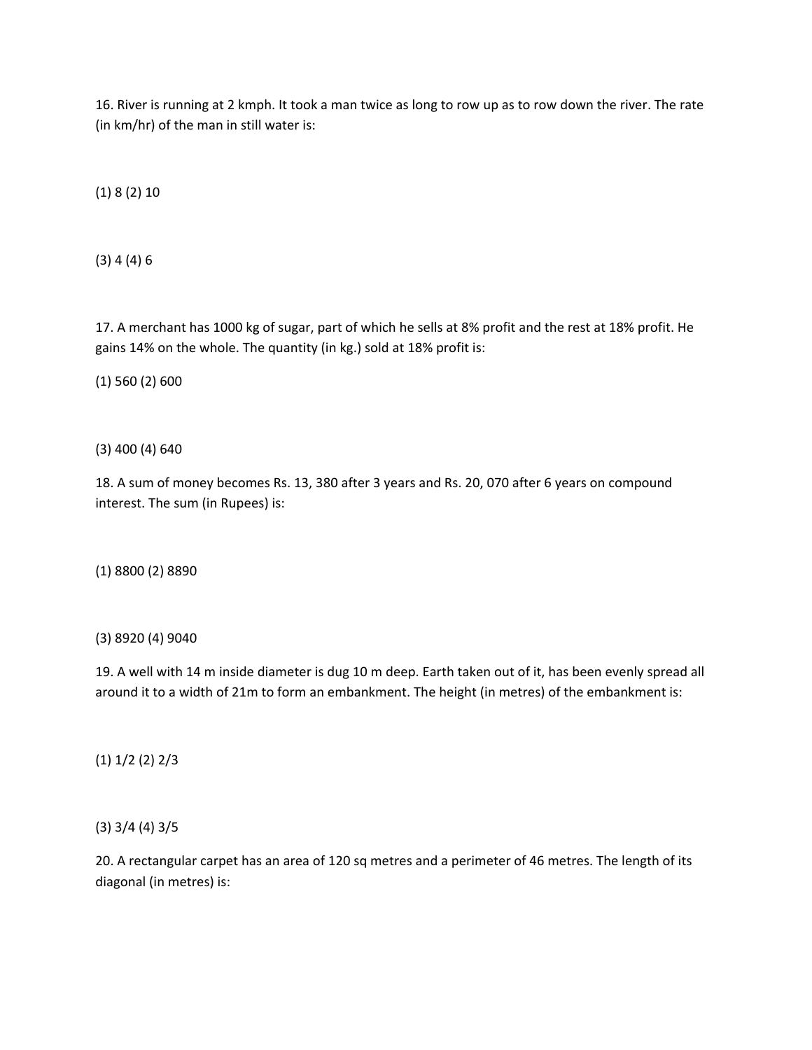16. River is running at 2 kmph. It took a man twice as long to row up as to row down the river. The rate (in km/hr) of the man in still water is:

(1) 8 (2) 10

(3) 4 (4) 6

17. A merchant has 1000 kg of sugar, part of which he sells at 8% profit and the rest at 18% profit. He gains 14% on the whole. The quantity (in kg.) sold at 18% profit is:

(1) 560 (2) 600

(3) 400 (4) 640

18. A sum of money becomes Rs. 13, 380 after 3 years and Rs. 20, 070 after 6 years on compound interest. The sum (in Rupees) is:

(1) 8800 (2) 8890

(3) 8920 (4) 9040

19. A well with 14 m inside diameter is dug 10 m deep. Earth taken out of it, has been evenly spread all around it to a width of 21m to form an embankment. The height (in metres) of the embankment is:

(1) 1/2 (2) 2/3

(3) 3/4 (4) 3/5

20. A rectangular carpet has an area of 120 sq metres and a perimeter of 46 metres. The length of its diagonal (in metres) is: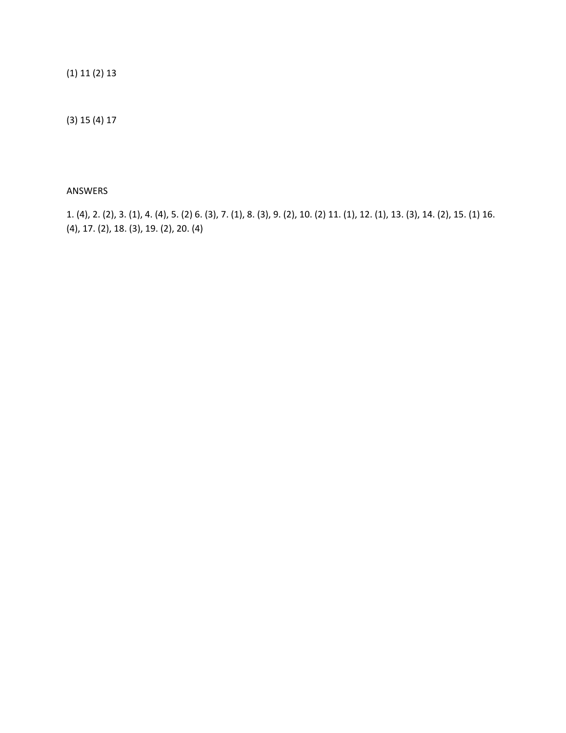(1) 11 (2) 13

(3) 15 (4) 17

ANSWERS

1. (4), 2. (2), 3. (1), 4. (4), 5. (2) 6. (3), 7. (1), 8. (3), 9. (2), 10. (2) 11. (1), 12. (1), 13. (3), 14. (2), 15. (1) 16. (4), 17. (2), 18. (3), 19. (2), 20. (4)